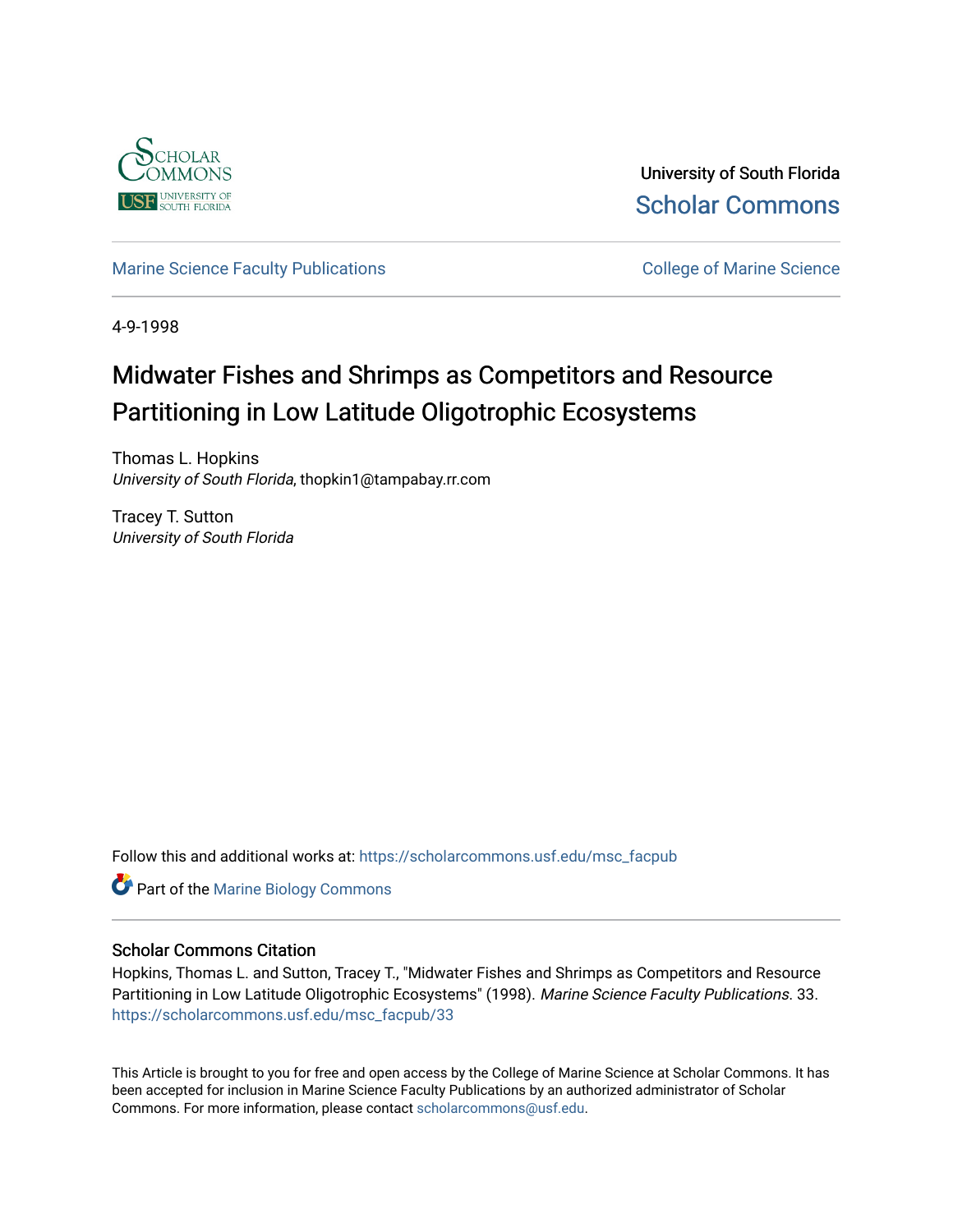University of South Florida

Scholar Commons

Marine Science Faculty Publications

College of Marine Science

4-9-1998

# Midwater Fishes and Shrimps as Competitors and Resource Partitioning in Low Latitude Oligotrophic Ecosystems

Thomas L. Hopkins
*University of South Florida*, thopkin1@tampabay.rr.com

Tracey T. Sutton
*University of South Florida*

Follow this and additional works at: https://scholarcommons.usf.edu/msc_facpub

Part of the Marine Biology Commons

## Scholar Commons Citation

Hopkins, Thomas L. and Sutton, Tracey T., "Midwater Fishes and Shrimps as Competitors and Resource Partitioning in Low Latitude Oligotrophic Ecosystems" (1998). *Marine Science Faculty Publications*. 33. https://scholarcommons.usf.edu/msc_facpub/33

This Article is brought to you for free and open access by the College of Marine Science at Scholar Commons. It has been accepted for inclusion in Marine Science Faculty Publications by an authorized administrator of Scholar Commons. For more information, please contact scholarcommons@usf.edu.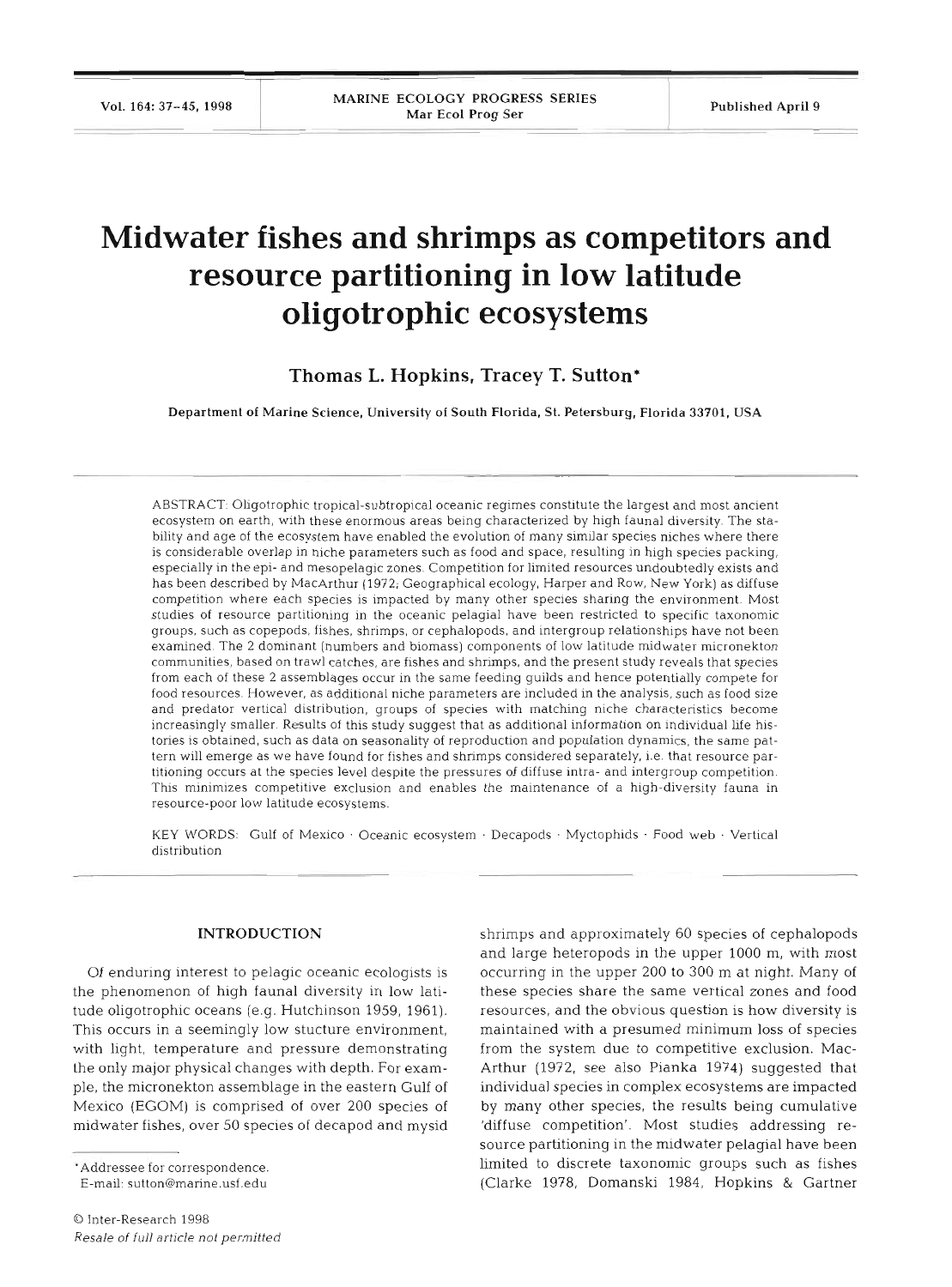# Midwater fishes and shrimps as competitors and resource partitioning in low latitude oligotrophic ecosystems

**Thomas L. Hopkins, Tracey T. Sutton***

Department of Marine Science, University of South Florida, St. Petersburg, Florida 33701, USA

ABSTRACT: Oligotrophic tropical-subtropical oceanic regimes constitute the largest and most ancient ecosystem on earth, with these enormous areas being characterized by high faunal diversity. The stability and age of the ecosystem have enabled the evolution of many similar species niches where there is considerable overlap in niche parameters such as food and space, resulting in high species packing, especially in the epi- and mesopelagic zones. Competition for limited resources undoubtedly exists and has been described by MacArthur (1972; Geographical ecology, Harper and Row, New York) as diffuse competition where each species is impacted by many other species sharing the environment. Most studies of resource partitioning in the oceanic pelagial have been restricted to specific taxonomic groups, such as copepods, fishes, shrimps, or cephalopods, and intergroup relationships have not been examined. The 2 dominant (numbers and biomass) components of low latitude midwater micronekton communities, based on trawl catches, are fishes and shrimps, and the present study reveals that species from each of these 2 assemblages occur in the same feeding guilds and hence potentially compete for food resources. However, as additional niche parameters are included in the analysis, such as food size and predator vertical distribution, groups of species with matching niche characteristics become increasingly smaller. Results of this study suggest that as additional information on individual life histories is obtained, such as data on seasonality of reproduction and population dynamics, the same pattern will emerge as we have found for fishes and shrimps considered separately, i.e. that resource partitioning occurs at the species level despite the pressures of diffuse intra- and intergroup competition. This minimizes competitive exclusion and enables the maintenance of a high-diversity fauna in resource-poor low latitude ecosystems.

KEY WORDS: Gulf of Mexico · Oceanic ecosystem · Decapods · Myctophids · Food web · Vertical distribution

## INTRODUCTION

Of enduring interest to pelagic oceanic ecologists is the phenomenon of high faunal diversity in low latitude oligotrophic oceans (e.g. Hutchinson 1959, 1961). This occurs in a seemingly low stucture environment, with light, temperature and pressure demonstrating the only major physical changes with depth. For example, the micronekton assemblage in the eastern Gulf of Mexico (EGOM) is comprised of over 200 species of midwater fishes, over 50 species of decapod and mysid shrimps and approximately 60 species of cephalopods and large heteropods in the upper 1000 m, with most occurring in the upper 200 to 300 m at night. Many of these species share the same vertical zones and food resources, and the obvious question is how diversity is maintained with a presumed minimum loss of species from the system due to competitive exclusion. MacArthur (1972, see also Pianka 1974) suggested that individual species in complex ecosystems are impacted by many other species, the results being cumulative 'diffuse competition'. Most studies addressing resource partitioning in the midwater pelagial have been limited to discrete taxonomic groups such as fishes (Clarke 1978, Domanski 1984, Hopkins & Gartner

*Addressee for correspondence.
E-mail: sutton@marine.usf.edu

© Inter-Research 1998
*Resale of full article not permitted*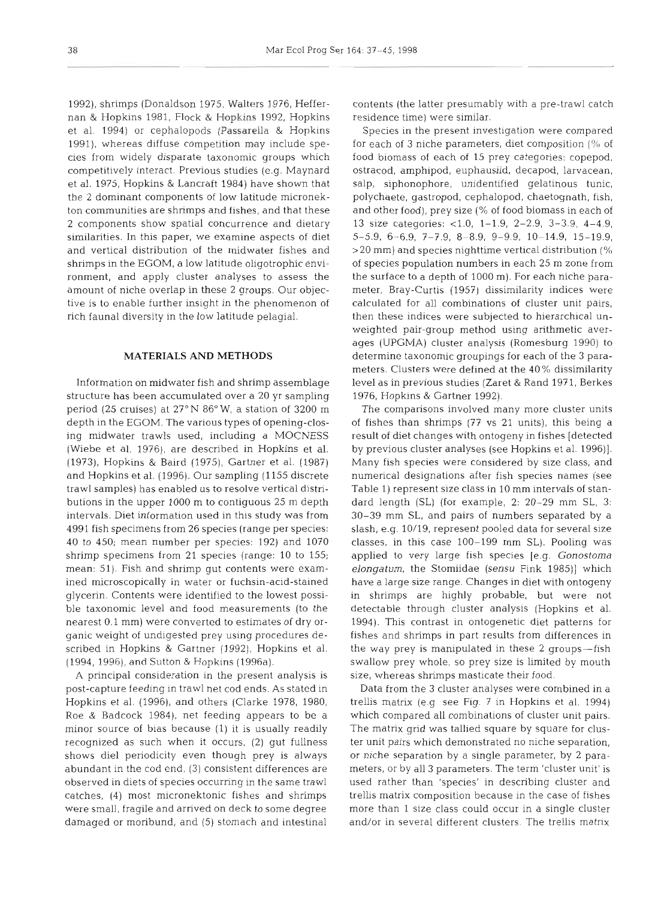1992), shrimps (Donaldson 1975, Walters 1976, Heffernan & Hopkins 1981, Flock & Hopkins 1992, Hopkins et al. 1994) or cephalopods (Passarella & Hopkins 1991), whereas diffuse competition may include species from widely disparate taxonomic groups which competitively interact. Previous studies (e.g. Maynard et al. 1975, Hopkins & Lancraft 1984) have shown that the 2 dominant components of low latitude micronekton communities are shrimps and fishes, and that these 2 components show spatial concurrence and dietary similarities. In this paper, we examine aspects of diet and vertical distribution of the midwater fishes and shrimps in the EGOM, a low latitude oligotrophic environment, and apply cluster analyses to assess the amount of niche overlap in these 2 groups. Our objective is to enable further insight in the phenomenon of rich faunal diversity in the low latitude pelagial.

## MATERIALS AND METHODS

Information on midwater fish and shrimp assemblage structure has been accumulated over a 20 yr sampling period (25 cruises) at 27° N 86° W, a station of 3200 m depth in the EGOM. The various types of opening-closing midwater trawls used, including a MOCNESS (Wiebe et al. 1976), are described in Hopkins et al. (1973), Hopkins & Baird (1975), Gartner et al. (1987) and Hopkins et al. (1996). Our sampling (1155 discrete trawl samples) has enabled us to resolve vertical distributions in the upper 1000 m to contiguous 25 m depth intervals. Diet information used in this study was from 4991 fish specimens from 26 species (range per species: 40 to 450; mean number per species: 192) and 1070 shrimp specimens from 21 species (range: 10 to 155; mean: 51). Fish and shrimp gut contents were examined microscopically in water or fuchsin-acid-stained glycerin. Contents were identified to the lowest possible taxonomic level and food measurements (to the nearest 0.1 mm) were converted to estimates of dry organic weight of undigested prey using procedures described in Hopkins & Gartner (1992), Hopkins et al. (1994, 1996), and Sutton & Hopkins (1996a).

A principal consideration in the present analysis is post-capture feeding in trawl net cod ends. As stated in Hopkins et al. (1996), and others (Clarke 1978, 1980, Roe & Badcock 1984), net feeding appears to be a minor source of bias because (1) it is usually readily recognized as such when it occurs, (2) gut fullness shows diel periodicity even though prey is always abundant in the cod end, (3) consistent differences are observed in diets of species occurring in the same trawl catches, (4) most micronektonic fishes and shrimps were small, fragile and arrived on deck to some degree damaged or moribund, and (5) stomach and intestinal contents (the latter presumably with a pre-trawl catch residence time) were similar.

Species in the present investigation were compared for each of 3 niche parameters, diet composition (% of food biomass of each of 15 prey categories: copepod, ostracod, amphipod, euphausiid, decapod, larvacean, salp, siphonophore, unidentified gelatinous tunic, polychaete, gastropod, cephalopod, chaetognath, fish, and other food), prey size (% of food biomass in each of 13 size categories: <1.0, 1–1.9, 2–2.9, 3–3.9, 4–4.9, 5–5.9, 6–6.9, 7–7.9, 8–8.9, 9–9.9, 10–14.9, 15–19.9, >20 mm) and species nighttime vertical distribution (% of species population numbers in each 25 m zone from the surface to a depth of 1000 m). For each niche parameter, Bray-Curtis (1957) dissimilarity indices were calculated for all combinations of cluster unit pairs, then these indices were subjected to hierarchical unweighted pair-group method using arithmetic averages (UPGMA) cluster analysis (Romesburg 1990) to determine taxonomic groupings for each of the 3 parameters. Clusters were defined at the 40% dissimilarity level as in previous studies (Zaret & Rand 1971, Berkes 1976, Hopkins & Gartner 1992).

The comparisons involved many more cluster units of fishes than shrimps (77 vs 21 units), this being a result of diet changes with ontogeny in fishes [detected by previous cluster analyses (see Hopkins et al. 1996)]. Many fish species were considered by size class, and numerical designations after fish species names (see Table 1) represent size class in 10 mm intervals of standard length (SL) (for example, 2: 20–29 mm SL, 3: 30–39 mm SL, and pairs of numbers separated by a slash, e.g. 10/19, represent pooled data for several size classes, in this case 100–199 mm SL). Pooling was applied to very large fish species [e.g. *Gonostoma elongatum*, the Stomiidae (*sensu* Fink 1985)] which have a large size range. Changes in diet with ontogeny in shrimps are highly probable, but were not detectable through cluster analysis (Hopkins et al. 1994). This contrast in ontogenetic diet patterns for fishes and shrimps in part results from differences in the way prey is manipulated in these 2 groups—fish swallow prey whole, so prey size is limited by mouth size, whereas shrimps masticate their food.

Data from the 3 cluster analyses were combined in a trellis matrix (e.g. see Fig. 7 in Hopkins et al. 1994) which compared all combinations of cluster unit pairs. The matrix grid was tallied square by square for cluster unit pairs which demonstrated no niche separation, or niche separation by a single parameter, by 2 parameters, or by all 3 parameters. The term 'cluster unit' is used rather than 'species' in describing cluster and trellis matrix composition because in the case of fishes more than 1 size class could occur in a single cluster and/or in several different clusters. The trellis matrix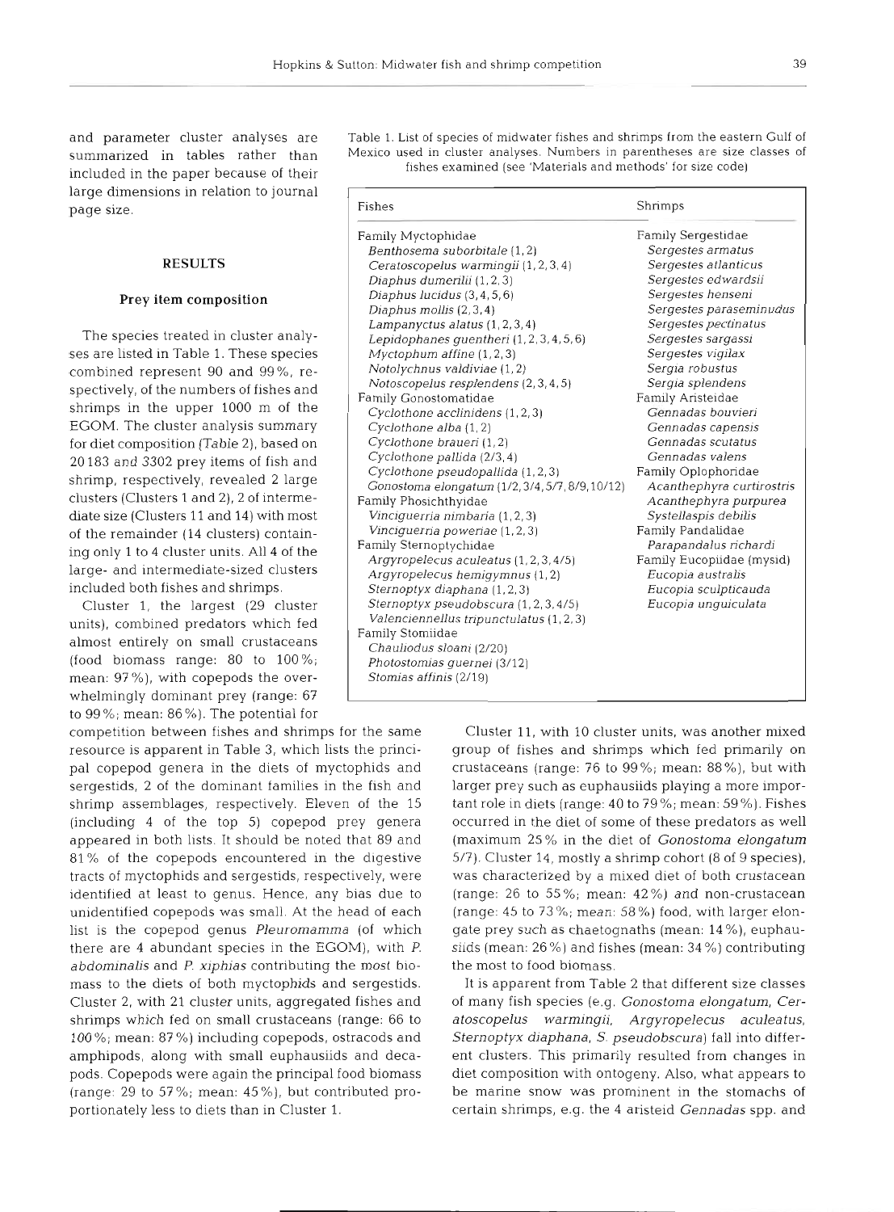and parameter cluster analyses are summarized in tables rather than included in the paper because of their large dimensions in relation to journal page size.

## RESULTS

### Prey item composition

The species treated in cluster analyses are listed in Table 1. These species combined represent 90 and 99%, respectively, of the numbers of fishes and shrimps in the upper 1000 m of the EGOM. The cluster analysis summary for diet composition (Table 2), based on 20183 and 3302 prey items of fish and shrimp, respectively, revealed 2 large clusters (Clusters 1 and 2), 2 of intermediate size (Clusters 11 and 14) with most of the remainder (14 clusters) containing only 1 to 4 cluster units. All 4 of the large- and intermediate-sized clusters included both fishes and shrimps.

Table 1. List of species of midwater fishes and shrimps from the eastern Gulf of Mexico used in cluster analyses. Numbers in parentheses are size classes of fishes examined (see 'Materials and methods' for size code)

| Fishes | Shrimps |
|---|---|
| Family Myctophidae | Family Sergestidae |
| *Benthosema suborbitale* (1, 2) | *Sergestes armatus* |
| *Ceratoscopelus warmingii* (1, 2, 3, 4) | *Sergestes atlanticus* |
| *Diaphus dumerilii* (1, 2, 3) | *Sergestes edwardsii* |
| *Diaphus lucidus* (3, 4, 5, 6) | *Sergestes henseni* |
| *Diaphus mollis* (2, 3, 4) | *Sergestes paraseminudus* |
| *Lampanyctus alatus* (1, 2, 3, 4) | *Sergestes pectinatus* |
| *Lepidophanes guentheri* (1, 2, 3, 4, 5, 6) | *Sergestes sargassi* |
| *Myctophum affine* (1, 2, 3) | *Sergestes vigilax* |
| *Notolychnus valdiviae* (1, 2) | *Sergia robustus* |
| *Notoscopelus resplendens* (2, 3, 4, 5) | *Sergia splendens* |
| Family Gonostomatidae | Family Aristeidae |
| *Cyclothone acclinidens* (1, 2, 3) | *Gennadas bouvieri* |
| *Cyclothone alba* (1, 2) | *Gennadas capensis* |
| *Cyclothone braueri* (1, 2) | *Gennadas scutatus* |
| *Cyclothone pallida* (2/3, 4) | *Gennadas valens* |
| *Cyclothone pseudopallida* (1, 2, 3) | Family Oplophoridae |
| *Gonostoma elongatum* (1/2, 3/4, 5/7, 8/9, 10/12) | *Acanthephyra curtirostris* |
| Family Phosichthyidae | *Acanthephyra purpurea* |
| *Vinciguerria nimbaria* (1, 2, 3) | *Systellaspis debilis* |
| *Vinciguerria poweriae* (1, 2, 3) | Family Pandalidae |
| Family Sternoptychidae | *Parapandalus richardi* |
| *Argyropelecus aculeatus* (1, 2, 3, 4/5) | Family Eucopiidae (mysid) |
| *Argyropelecus hemigymnus* (1, 2) | *Eucopia australis* |
| *Sternoptyx diaphana* (1, 2, 3) | *Eucopia sculpticauda* |
| *Sternoptyx pseudobscura* (1, 2, 3, 4/5) | *Eucopia unguiculata* |
| *Valenciennellus tripunctulatus* (1, 2, 3) | |
| Family Stomiidae | |
| *Chauliodus sloani* (2/20) | |
| *Photostomias guernei* (3/12) | |
| *Stomias affinis* (2/19) | |

Cluster 1, the largest (29 cluster units), combined predators which fed almost entirely on small crustaceans (food biomass range: 80 to 100%; mean: 97%), with copepods the overwhelmingly dominant prey (range: 67 to 99%; mean: 86%). The potential for competition between fishes and shrimps for the same resource is apparent in Table 3, which lists the principal copepod genera in the diets of myctophids and sergestids, 2 of the dominant families in the fish and shrimp assemblages, respectively. Eleven of the 15 (including 4 of the top 5) copepod prey genera appeared in both lists. It should be noted that 89 and 81% of the copepods encountered in the digestive tracts of myctophids and sergestids, respectively, were identified at least to genus. Hence, any bias due to unidentified copepods was small. At the head of each list is the copepod genus *Pleuromamma* (of which there are 4 abundant species in the EGOM), with *P. abdominalis* and *P. xiphias* contributing the most biomass to the diets of both myctophids and sergestids. Cluster 2, with 21 cluster units, aggregated fishes and shrimps which fed on small crustaceans (range: 66 to 100%; mean: 87%) including copepods, ostracods and amphipods, along with small euphausiids and decapods. Copepods were again the principal food biomass (range: 29 to 57%; mean: 45%), but contributed proportionately less to diets than in Cluster 1.

Cluster 11, with 10 cluster units, was another mixed group of fishes and shrimps which fed primarily on crustaceans (range: 76 to 99%; mean: 88%), but with larger prey such as euphausiids playing a more important role in diets (range: 40 to 79%; mean: 59%). Fishes occurred in the diet of some of these predators as well (maximum 25% in the diet of *Gonostoma elongatum* 5/7). Cluster 14, mostly a shrimp cohort (8 of 9 species), was characterized by a mixed diet of both crustacean (range: 26 to 55%; mean: 42%) and non-crustacean (range: 45 to 73%; mean: 58%) food, with larger elongate prey such as chaetognaths (mean: 14%), euphausiids (mean: 26%) and fishes (mean: 34%) contributing the most to food biomass.

It is apparent from Table 2 that different size classes of many fish species (e.g. *Gonostoma elongatum*, *Ceratoscopelus warmingii*, *Argyropelecus aculeatus*, *Sternoptyx diaphana*, *S. pseudobscura*) fall into different clusters. This primarily resulted from changes in diet composition with ontogeny. Also, what appears to be marine snow was prominent in the stomachs of certain shrimps, e.g. the 4 aristeid *Gennadas* spp. and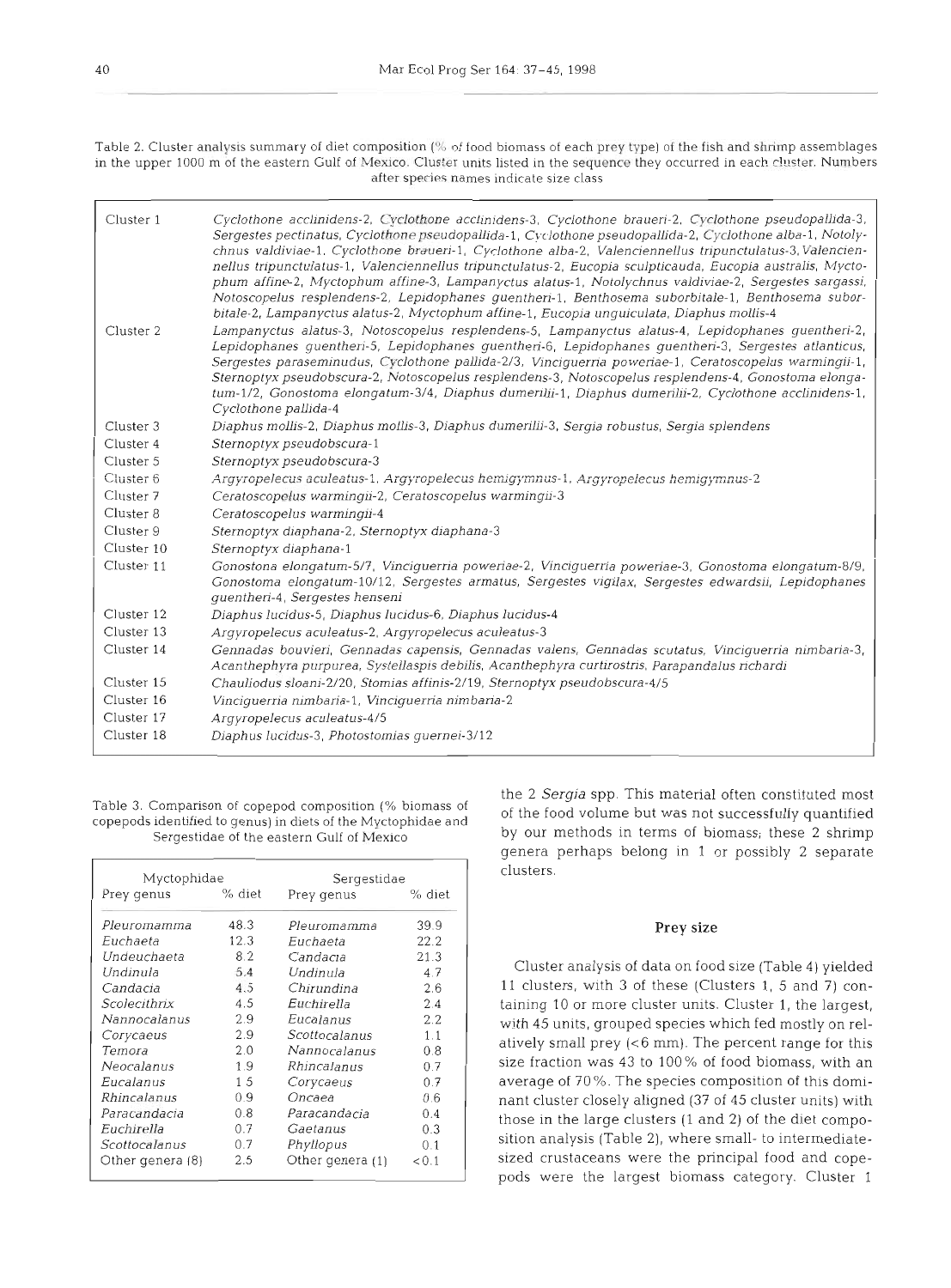Table 2. Cluster analysis summary of diet composition (% of food biomass of each prey type) of the fish and shrimp assemblages in the upper 1000 m of the eastern Gulf of Mexico. Cluster units listed in the sequence they occurred in each cluster. Numbers after species names indicate size class

| | |
|---|---|
| Cluster 1 | *Cyclothone acclinidens*-2, *Cyclothone acclinidens*-3, *Cyclothone braueri*-2, *Cyclothone pseudopallida*-3, *Sergestes pectinatus*, *Cyclothone pseudopallida*-1, *Cyclothone pseudopallida*-2, *Cyclothone alba*-1, *Notolychnus valdiviae*-1, *Cyclothone braueri*-1, *Cyclothone alba*-2, *Valenciennellus tripunctulatus*-3, *Valenciennellus tripunctulatus*-1, *Valenciennellus tripunctulatus*-2, *Eucopia sculpticauda*, *Eucopia australis*, *Myctophum affine*-2, *Myctophum affine*-3, *Lampanyctus alatus*-1, *Notolychnus valdiviae*-2, *Sergestes sargassi*, *Notoscopelus resplendens*-2, *Lepidophanes guentheri*-1, *Benthosema suborbitale*-1, *Benthosema suborbitale*-2, *Lampanyctus alatus*-2, *Myctophum affine*-1, *Eucopia unguiculata*, *Diaphus mollis*-4 |
| Cluster 2 | *Lampanyctus alatus*-3, *Notoscopelus resplendens*-5, *Lampanyctus alatus*-4, *Lepidophanes guentheri*-2, *Lepidophanes guentheri*-5, *Lepidophanes guentheri*-6, *Lepidophanes guentheri*-3, *Sergestes atlanticus*, *Sergestes paraseminudus*, *Cyclothone pallida*-2/3, *Vinciguerria poweriae*-1, *Ceratoscopelus warmingii*-1, *Sternoptyx pseudobscura*-2, *Notoscopelus resplendens*-3, *Notoscopelus resplendens*-4, *Gonostoma elongatum*-1/2, *Gonostoma elongatum*-3/4, *Diaphus dumerilii*-1, *Diaphus dumerilii*-2, *Cyclothone acclinidens*-1, *Cyclothone pallida*-4 |
| Cluster 3 | *Diaphus mollis*-2, *Diaphus mollis*-3, *Diaphus dumerilii*-3, *Sergia robustus*, *Sergia splendens* |
| Cluster 4 | *Sternoptyx pseudobscura*-1 |
| Cluster 5 | *Sternoptyx pseudobscura*-3 |
| Cluster 6 | *Argyropelecus aculeatus*-1, *Argyropelecus hemigymnus*-1, *Argyropelecus hemigymnus*-2 |
| Cluster 7 | *Ceratoscopelus warmingii*-2, *Ceratoscopelus warmingii*-3 |
| Cluster 8 | *Ceratoscopelus warmingii*-4 |
| Cluster 9 | *Sternoptyx diaphana*-2, *Sternoptyx diaphana*-3 |
| Cluster 10 | *Sternoptyx diaphana*-1 |
| Cluster 11 | *Gonostona elongatum*-5/7, *Vinciguerria poweriae*-2, *Vinciguerria poweriae*-3, *Gonostoma elongatum*-8/9, *Gonostoma elongatum*-10/12, *Sergestes armatus*, *Sergestes vigilax*, *Sergestes edwardsii*, *Lepidophanes guentheri*-4, *Sergestes henseni* |
| Cluster 12 | *Diaphus lucidus*-5, *Diaphus lucidus*-6, *Diaphus lucidus*-4 |
| Cluster 13 | *Argyropelecus aculeatus*-2, *Argyropelecus aculeatus*-3 |
| Cluster 14 | *Gennadas bouvieri*, *Gennadas capensis*, *Gennadas valens*, *Gennadas scutatus*, *Vinciguerria nimbaria*-3, *Acanthephyra purpurea*, *Systellaspis debilis*, *Acanthephyra curtirostris*, *Parapandalus richardi* |
| Cluster 15 | *Chauliodus sloani*-2/20, *Stomias affinis*-2/19, *Sternoptyx pseudobscura*-4/5 |
| Cluster 16 | *Vinciguerria nimbaria*-1, *Vinciguerria nimbaria*-2 |
| Cluster 17 | *Argyropelecus aculeatus*-4/5 |
| Cluster 18 | *Diaphus lucidus*-3, *Photostomias guernei*-3/12 |

Table 3. Comparison of copepod composition (% biomass of copepods identified to genus) in diets of the Myctophidae and Sergestidae of the eastern Gulf of Mexico

| Myctophidae | | Sergestidae | |
|---|---|---|---|
| Prey genus | % diet | Prey genus | % diet |
| *Pleuromamma* | 48.3 | *Pleuromamma* | 39.9 |
| *Euchaeta* | 12.3 | *Euchaeta* | 22.2 |
| *Undeuchaeta* | 8.2 | *Candacia* | 21.3 |
| *Undinula* | 5.4 | *Undinula* | 4.7 |
| *Candacia* | 4.5 | *Chirundina* | 2.6 |
| *Scolecithrix* | 4.5 | *Euchirella* | 2.4 |
| *Nannocalanus* | 2.9 | *Eucalanus* | 2.2 |
| *Corycaeus* | 2.9 | *Scottocalanus* | 1.1 |
| *Temora* | 2.0 | *Nannocalanus* | 0.8 |
| *Neocalanus* | 1.9 | *Rhincalanus* | 0.7 |
| *Eucalanus* | 1.5 | *Corycaeus* | 0.7 |
| *Rhincalanus* | 0.9 | *Oncaea* | 0.6 |
| *Paracandacia* | 0.8 | *Paracandacia* | 0.4 |
| *Euchirella* | 0.7 | *Gaetanus* | 0.3 |
| *Scottocalanus* | 0.7 | *Phyllopus* | 0.1 |
| Other genera (8) | 2.5 | Other genera (1) | <0.1 |

the 2 *Sergia* spp. This material often constituted most of the food volume but was not successfully quantified by our methods in terms of biomass; these 2 shrimp genera perhaps belong in 1 or possibly 2 separate clusters.

## Prey size

Cluster analysis of data on food size (Table 4) yielded 11 clusters, with 3 of these (Clusters 1, 5 and 7) containing 10 or more cluster units. Cluster 1, the largest, with 45 units, grouped species which fed mostly on relatively small prey (<6 mm). The percent range for this size fraction was 43 to 100% of food biomass, with an average of 70%. The species composition of this dominant cluster closely aligned (37 of 45 cluster units) with those in the large clusters (1 and 2) of the diet composition analysis (Table 2), where small- to intermediate-sized crustaceans were the principal food and copepods were the largest biomass category. Cluster 1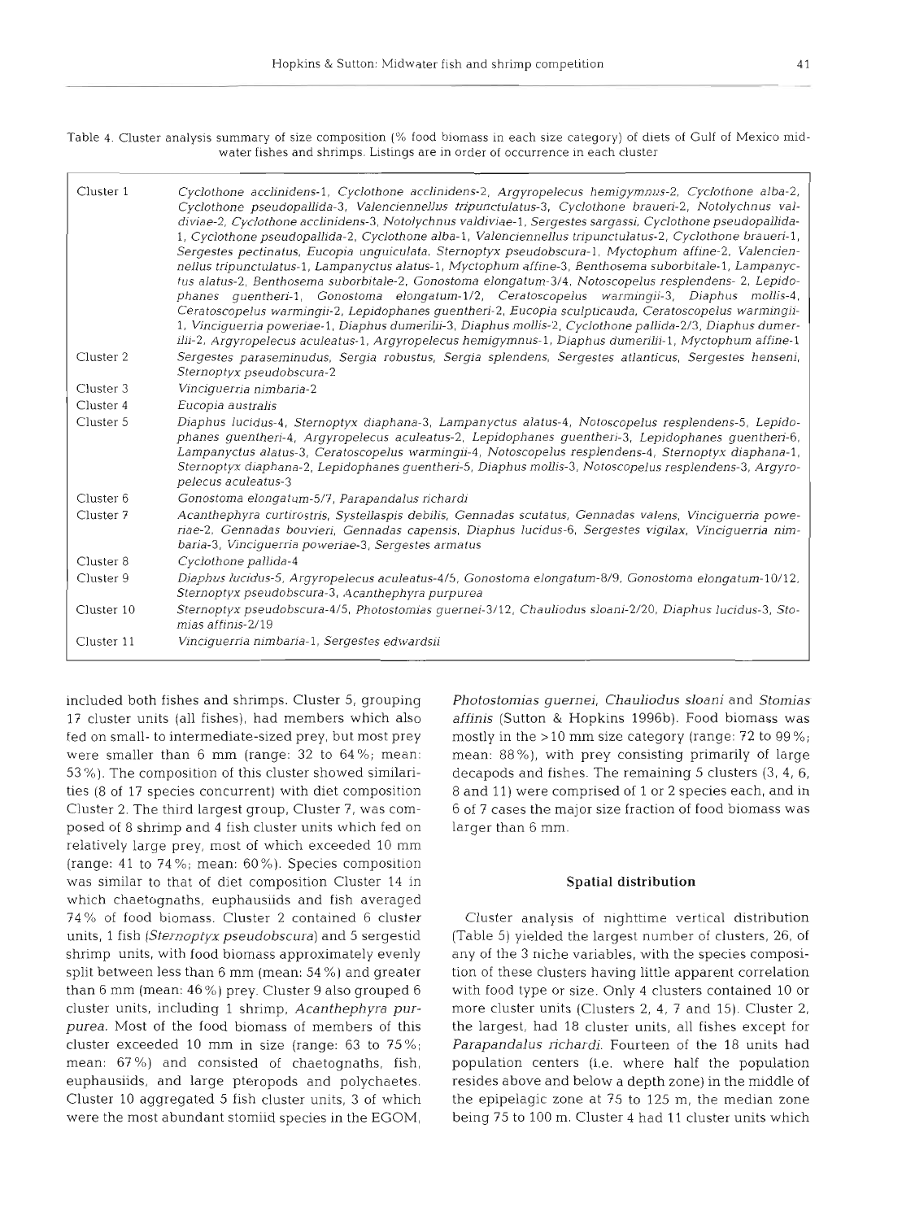Table 4. Cluster analysis summary of size composition (% food biomass in each size category) of diets of Gulf of Mexico midwater fishes and shrimps. Listings are in order of occurrence in each cluster

| | |
|---|---|
| Cluster 1 | *Cyclothone acclinidens*-1, *Cyclothone acclinidens*-2, *Argyropelecus hemigymnus*-2, *Cyclothone alba*-2, *Cyclothone pseudopallida*-3, *Valenciennellus tripunctulatus*-3, *Cyclothone braueri*-2, *Notolychnus valdiviae*-2, *Cyclothone acclinidens*-3, *Notolychnus valdiviae*-1, *Sergestes sargassi*, *Cyclothone pseudopallida*-1, *Cyclothone pseudopallida*-2, *Cyclothone alba*-1, *Valenciennellus tripunctulatus*-2, *Cyclothone braueri*-1, *Sergestes pectinatus*, *Eucopia unguiculata*, *Sternoptyx pseudobscura*-1, *Myctophum affine*-2, *Valenciennellus tripunctulatus*-1, *Lampanyctus alatus*-1, *Myctophum affine*-3, *Benthosema suborbitale*-1, *Lampanyctus alatus*-2, *Benthosema suborbitale*-2, *Gonostoma elongatum*-3/4, *Notoscopelus resplendens*-2, *Lepidophanes guentheri*-1, *Gonostoma elongatum*-1/2, *Ceratoscopelus warmingii*-3, *Diaphus mollis*-4, *Ceratoscopelus warmingii*-2, *Lepidophanes guentheri*-2, *Eucopia sculpticauda*, *Ceratoscopelus warmingii*-1, *Vinciguerria poweriae*-1, *Diaphus dumerilii*-3, *Diaphus mollis*-2, *Cyclothone pallida*-2/3, *Diaphus dumerilii*-2, *Argyropelecus aculeatus*-1, *Argyropelecus hemigymnus*-1, *Diaphus dumerilii*-1, *Myctophum affine*-1 |
| Cluster 2 | *Sergestes paraseminudus*, *Sergia robustus*, *Sergia splendens*, *Sergestes atlanticus*, *Sergestes henseni*, *Sternoptyx pseudobscura*-2 |
| Cluster 3 | *Vinciguerria nimbaria*-2 |
| Cluster 4 | *Eucopia australis* |
| Cluster 5 | *Diaphus lucidus*-4, *Sternoptyx diaphana*-3, *Lampanyctus alatus*-4, *Notoscopelus resplendens*-5, *Lepidophanes guentheri*-4, *Argyropelecus aculeatus*-2, *Lepidophanes guentheri*-3, *Lepidophanes guentheri*-6, *Lampanyctus alatus*-3, *Ceratoscopelus warmingii*-4, *Notoscopelus resplendens*-4, *Sternoptyx diaphana*-1, *Sternoptyx diaphana*-2, *Lepidophanes guentheri*-5, *Diaphus mollis*-3, *Notoscopelus resplendens*-3, *Argyropelecus aculeatus*-3 |
| Cluster 6 | *Gonostoma elongatum*-5/7, *Parapandalus richardi* |
| Cluster 7 | *Acanthephyra curtirostris*, *Systellaspis debilis*, *Gennadas scutatus*, *Gennadas valens*, *Vinciguerria poweriae*-2, *Gennadas bouvieri*, *Gennadas capensis*, *Diaphus lucidus*-6, *Sergestes vigilax*, *Vinciguerria nimbaria*-3, *Vinciguerria poweriae*-3, *Sergestes armatus* |
| Cluster 8 | *Cyclothone pallida*-4 |
| Cluster 9 | *Diaphus lucidus*-5, *Argyropelecus aculeatus*-4/5, *Gonostoma elongatum*-8/9, *Gonostoma elongatum*-10/12, *Sternoptyx pseudobscura*-3, *Acanthephyra purpurea* |
| Cluster 10 | *Sternoptyx pseudobscura*-4/5, *Photostomias guernei*-3/12, *Chauliodus sloani*-2/20, *Diaphus lucidus*-3, *Stomias affinis*-2/19 |
| Cluster 11 | *Vinciguerria nimbaria*-1, *Sergestes edwardsii* |

included both fishes and shrimps. Cluster 5, grouping 17 cluster units (all fishes), had members which also fed on small- to intermediate-sized prey, but most prey were smaller than 6 mm (range: 32 to 64%; mean: 53%). The composition of this cluster showed similarities (8 of 17 species concurrent) with diet composition Cluster 2. The third largest group, Cluster 7, was composed of 8 shrimp and 4 fish cluster units which fed on relatively large prey, most of which exceeded 10 mm (range: 41 to 74%; mean: 60%). Species composition was similar to that of diet composition Cluster 14 in which chaetognaths, euphausiids and fish averaged 74% of food biomass. Cluster 2 contained 6 cluster units, 1 fish (*Sternoptyx pseudobscura*) and 5 sergestid shrimp units, with food biomass approximately evenly split between less than 6 mm (mean: 54%) and greater than 6 mm (mean: 46%) prey. Cluster 9 also grouped 6 cluster units, including 1 shrimp, *Acanthephyra purpurea*. Most of the food biomass of members of this cluster exceeded 10 mm in size (range: 63 to 75%; mean: 67%) and consisted of chaetognaths, fish, euphausiids, and large pteropods and polychaetes. Cluster 10 aggregated 5 fish cluster units, 3 of which were the most abundant stomiid species in the EGOM, *Photostomias guernei*, *Chauliodus sloani* and *Stomias affinis* (Sutton & Hopkins 1996b). Food biomass was mostly in the >10 mm size category (range: 72 to 99%; mean: 88%), with prey consisting primarily of large decapods and fishes. The remaining 5 clusters (3, 4, 6, 8 and 11) were comprised of 1 or 2 species each, and in 6 of 7 cases the major size fraction of food biomass was larger than 6 mm.

### Spatial distribution

Cluster analysis of nighttime vertical distribution (Table 5) yielded the largest number of clusters, 26, of any of the 3 niche variables, with the species composition of these clusters having little apparent correlation with food type or size. Only 4 clusters contained 10 or more cluster units (Clusters 2, 4, 7 and 15). Cluster 2, the largest, had 18 cluster units, all fishes except for *Parapandalus richardi*. Fourteen of the 18 units had population centers (i.e. where half the population resides above and below a depth zone) in the middle of the epipelagic zone at 75 to 125 m, the median zone being 75 to 100 m. Cluster 4 had 11 cluster units which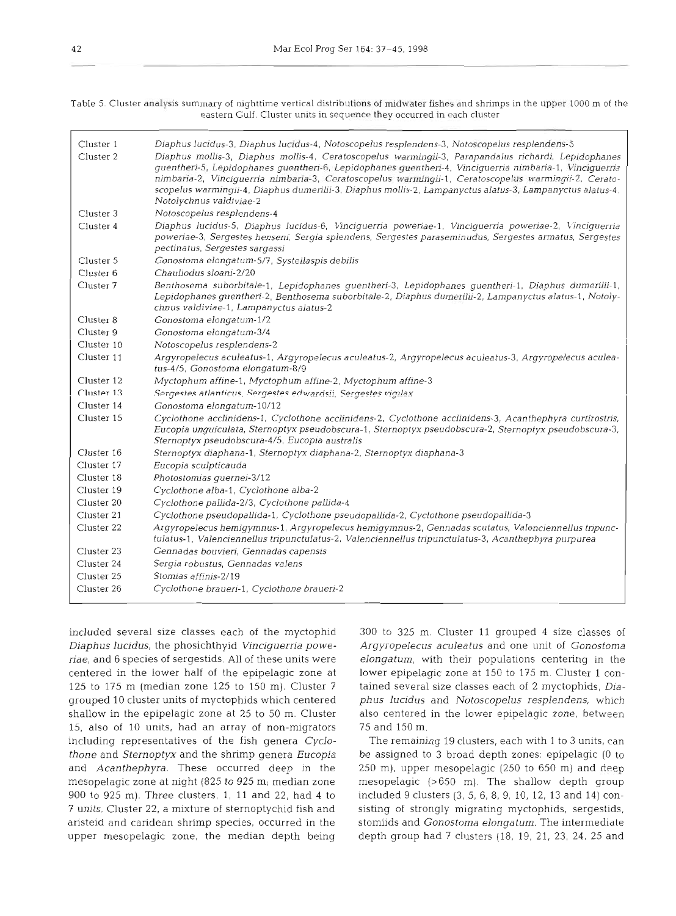Table 5. Cluster analysis summary of nighttime vertical distributions of midwater fishes and shrimps in the upper 1000 m of the eastern Gulf. Cluster units in sequence they occurred in each cluster

| | |
|---|---|
| Cluster 1 | *Diaphus lucidus*-3, *Diaphus lucidus*-4, *Notoscopelus resplendens*-3, *Notoscopelus resplendens*-5 |
| Cluster 2 | *Diaphus mollis*-3, *Diaphus mollis*-4, *Ceratoscopelus warmingii*-3, *Parapandalus richardi*, *Lepidophanes guentheri*-5, *Lepidophanes guentheri*-6, *Lepidophanes guentheri*-4, *Vinciguerria nimbaria*-1, *Vinciguerria nimbaria*-2, *Vinciguerria nimbaria*-3, *Ceratoscopelus warmingii*-1, *Ceratoscopelus warmingii*-2, *Ceratoscopelus warmingii*-4, *Diaphus dumerilii*-3, *Diaphus mollis*-2, *Lampanyctus alatus*-3, *Lampanyctus alatus*-4, *Notolychnus valdiviae*-2 |
| Cluster 3 | *Notoscopelus resplendens*-4 |
| Cluster 4 | *Diaphus lucidus*-5, *Diaphus lucidus*-6, *Vinciguerria poweriae*-1, *Vinciguerria poweriae*-2, *Vinciguerria poweriae*-3, *Sergestes henseni*, *Sergia splendens*, *Sergestes paraseminudus*, *Sergestes armatus*, *Sergestes pectinatus*, *Sergestes sargassi* |
| Cluster 5 | *Gonostoma elongatum*-5/7, *Systellaspis debilis* |
| Cluster 6 | *Chauliodus sloani*-2/20 |
| Cluster 7 | *Benthosema suborbitale*-1, *Lepidophanes guentheri*-3, *Lepidophanes guentheri*-1, *Diaphus dumerilii*-1, *Lepidophanes guentheri*-2, *Benthosema suborbitale*-2, *Diaphus dumerilii*-2, *Lampanyctus alatus*-1, *Notolychnus valdiviae*-1, *Lampanyctus alatus*-2 |
| Cluster 8 | *Gonostoma elongatum*-1/2 |
| Cluster 9 | *Gonostoma elongatum*-3/4 |
| Cluster 10 | *Notoscopelus resplendens*-2 |
| Cluster 11 | *Argyropelecus aculeatus*-1, *Argyropelecus aculeatus*-2, *Argyropelecus aculeatus*-3, *Argyropelecus aculeatus*-4/5, *Gonostoma elongatum*-8/9 |
| Cluster 12 | *Myctophum affine*-1, *Myctophum affine*-2, *Myctophum affine*-3 |
| Cluster 13 | *Sergestes atlanticus*, *Sergestes edwardsii*, *Sergestes vigilax* |
| Cluster 14 | *Gonostoma elongatum*-10/12 |
| Cluster 15 | *Cyclothone acclinidens*-1, *Cyclothone acclinidens*-2, *Cyclothone acclinidens*-3, *Acanthephyra curtirostris*, *Eucopia unguiculata*, *Sternoptyx pseudobscura*-1, *Sternoptyx pseudobscura*-2, *Sternoptyx pseudobscura*-3, *Sternoptyx pseudobscura*-4/5, *Eucopia australis* |
| Cluster 16 | *Sternoptyx diaphana*-1, *Sternoptyx diaphana*-2, *Sternoptyx diaphana*-3 |
| Cluster 17 | *Eucopia sculpticauda* |
| Cluster 18 | *Photostomias guernei*-3/12 |
| Cluster 19 | *Cyclothone alba*-1, *Cyclothone alba*-2 |
| Cluster 20 | *Cyclothone pallida*-2/3, *Cyclothone pallida*-4 |
| Cluster 21 | *Cyclothone pseudopallida*-1, *Cyclothone pseudopallida*-2, *Cyclothone pseudopallida*-3 |
| Cluster 22 | *Argyropelecus hemigymnus*-1, *Argyropelecus hemigymnus*-2, *Gennadas scutatus*, *Valenciennellus tripunctulatus*-1, *Valenciennellus tripunctulatus*-2, *Valenciennellus tripunctulatus*-3, *Acanthephyra purpurea* |
| Cluster 23 | *Gennadas bouvieri*, *Gennadas capensis* |
| Cluster 24 | *Sergia robustus*, *Gennadas valens* |
| Cluster 25 | *Stomias affinis*-2/19 |
| Cluster 26 | *Cyclothone braueri*-1, *Cyclothone braueri*-2 |

included several size classes each of the myctophid *Diaphus lucidus*, the phosichthyid *Vinciguerria poweriae*, and 6 species of sergestids. All of these units were centered in the lower half of the epipelagic zone at 125 to 175 m (median zone 125 to 150 m). Cluster 7 grouped 10 cluster units of myctophids which centered shallow in the epipelagic zone at 25 to 50 m. Cluster 15, also of 10 units, had an array of non-migrators including representatives of the fish genera *Cyclothone* and *Sternoptyx* and the shrimp genera *Eucopia* and *Acanthephyra*. These occurred deep in the mesopelagic zone at night (825 to 925 m; median zone 900 to 925 m). Three clusters, 1, 11 and 22, had 4 to 7 units. Cluster 22, a mixture of sternoptychid fish and aristeid and caridean shrimp species, occurred in the upper mesopelagic zone, the median depth being 300 to 325 m. Cluster 11 grouped 4 size classes of *Argyropelecus aculeatus* and one unit of *Gonostoma elongatum*, with their populations centering in the lower epipelagic zone at 150 to 175 m. Cluster 1 contained several size classes each of 2 myctophids, *Diaphus lucidus* and *Notoscopelus resplendens*, which also centered in the lower epipelagic zone, between 75 and 150 m.

The remaining 19 clusters, each with 1 to 3 units, can be assigned to 3 broad depth zones: epipelagic (0 to 250 m), upper mesopelagic (250 to 650 m) and deep mesopelagic (>650 m). The shallow depth group included 9 clusters (3, 5, 6, 8, 9, 10, 12, 13 and 14) consisting of strongly migrating myctophids, sergestids, stomiids and *Gonostoma elongatum*. The intermediate depth group had 7 clusters (18, 19, 21, 23, 24, 25 and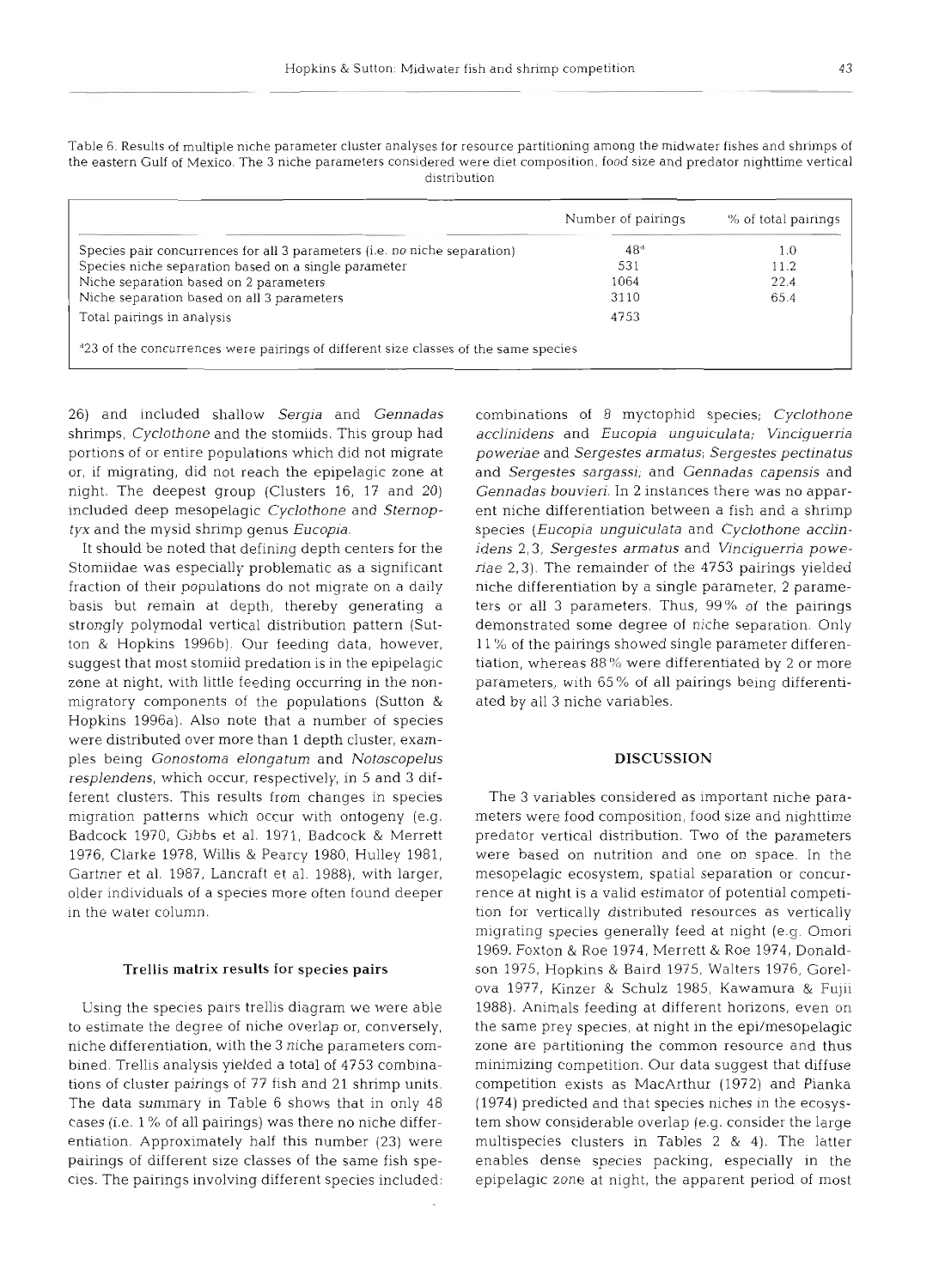Table 6. Results of multiple niche parameter cluster analyses for resource partitioning among the midwater fishes and shrimps of the eastern Gulf of Mexico. The 3 niche parameters considered were diet composition, food size and predator nighttime vertical distribution

| | Number of pairings | % of total pairings |
|---|---|---|
| Species pair concurrences for all 3 parameters (i.e. *no* niche separation) | 48[a] | 1.0 |
| Species niche separation based on a single parameter | 531 | 11.2 |
| Niche separation based on 2 parameters | 1064 | 22.4 |
| Niche separation based on all 3 parameters | 3110 | 65.4 |
| Total pairings in analysis | 4753 | |

[a]23 of the concurrences were pairings of different size classes of the same species

26) and included shallow *Sergia* and *Gennadas* shrimps, *Cyclothone* and the stomiids. This group had portions of or entire populations which did not migrate or, if migrating, did not reach the epipelagic zone at night. The deepest group (Clusters 16, 17 and 20) included deep mesopelagic *Cyclothone* and *Sternoptyx* and the mysid shrimp genus *Eucopia*.

It should be noted that defining depth centers for the Stomiidae was especially problematic as a significant fraction of their populations do not migrate on a daily basis but remain at depth, thereby generating a strongly polymodal vertical distribution pattern (Sutton & Hopkins 1996b). Our feeding data, however, suggest that most stomiid predation is in the epipelagic zone at night, with little feeding occurring in the nonmigratory components of the populations (Sutton & Hopkins 1996a). Also note that a number of species were distributed over more than 1 depth cluster, examples being *Gonostoma elongatum* and *Notoscopelus resplendens*, which occur, respectively, in 5 and 3 different clusters. This results from changes in species migration patterns which occur with ontogeny (e.g. Badcock 1970, Gibbs et al. 1971, Badcock & Merrett 1976, Clarke 1978, Willis & Pearcy 1980, Hulley 1981, Gartner et al. 1987, Lancraft et al. 1988), with larger, older individuals of a species more often found deeper in the water column.

### Trellis matrix results for species pairs

Using the species pairs trellis diagram we were able to estimate the degree of niche overlap or, conversely, niche differentiation, with the 3 niche parameters combined. Trellis analysis yielded a total of 4753 combinations of cluster pairings of 77 fish and 21 shrimp units. The data summary in Table 6 shows that in only 48 cases (i.e. 1% of all pairings) was there no niche differentiation. Approximately half this number (23) were pairings of different size classes of the same fish species. The pairings involving different species included: combinations of 8 myctophid species; *Cyclothone acclinidens* and *Eucopia unguiculata*; *Vinciguerria poweriae* and *Sergestes armatus*; *Sergestes pectinatus* and *Sergestes sargassi*; and *Gennadas capensis* and *Gennadas bouvieri*. In 2 instances there was no apparent niche differentiation between a fish and a shrimp species (*Eucopia unguiculata* and *Cyclothone acclinidens* 2,3, *Sergestes armatus* and *Vinciguerria poweriae* 2,3). The remainder of the 4753 pairings yielded niche differentiation by a single parameter, 2 parameters or all 3 parameters. Thus, 99% of the pairings demonstrated some degree of niche separation. Only 11% of the pairings showed single parameter differentiation, whereas 88% were differentiated by 2 or more parameters, with 65% of all pairings being differentiated by all 3 niche variables.

## DISCUSSION

The 3 variables considered as important niche parameters were food composition, food size and nighttime predator vertical distribution. Two of the parameters were based on nutrition and one on space. In the mesopelagic ecosystem, spatial separation or concurrence at night is a valid estimator of potential competition for vertically distributed resources as vertically migrating species generally feed at night (e.g. Omori 1969, Foxton & Roe 1974, Merrett & Roe 1974, Donaldson 1975, Hopkins & Baird 1975, Walters 1976, Gorelova 1977, Kinzer & Schulz 1985, Kawamura & Fujii 1988). Animals feeding at different horizons, even on the same prey species, at night in the epi/mesopelagic zone are partitioning the common resource and thus minimizing competition. Our data suggest that diffuse competition exists as MacArthur (1972) and Pianka (1974) predicted and that species niches in the ecosystem show considerable overlap (e.g. consider the large multispecies clusters in Tables 2 & 4). The latter enables dense species packing, especially in the epipelagic zone at night, the apparent period of most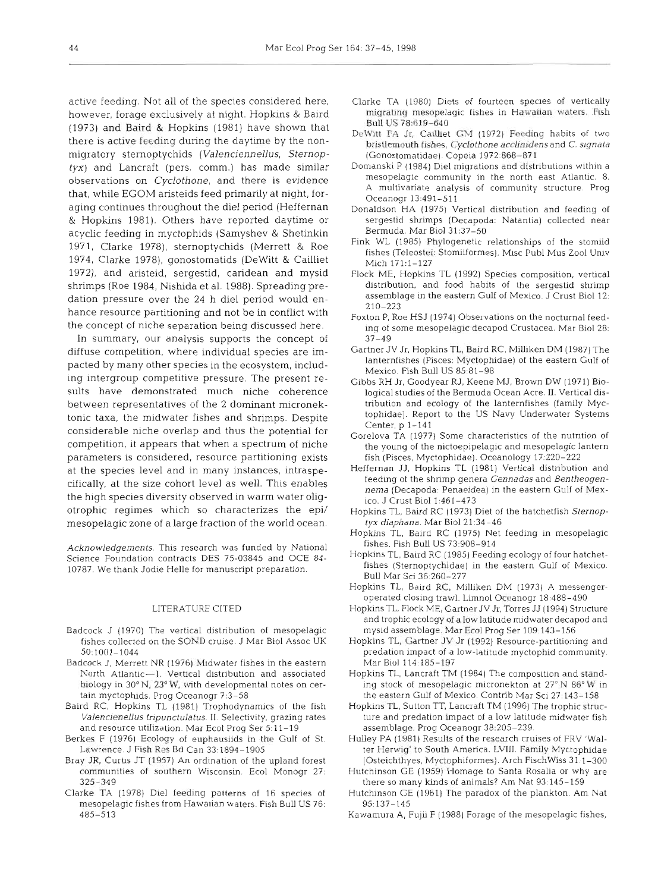active feeding. Not all of the species considered here, however, forage exclusively at night. Hopkins & Baird (1973) and Baird & Hopkins (1981) have shown that there is active feeding during the daytime by the non-migratory sternoptychids (*Valenciennellus*, *Sternoptyx*) and Lancraft (pers. comm.) has made similar observations on *Cyclothone*, and there is evidence that, while EGOM aristeids feed primarily at night, foraging continues throughout the diel period (Heffernan & Hopkins 1981). Others have reported daytime or acyclic feeding in myctophids (Samyshev & Shetinkin 1971, Clarke 1978), sternoptychids (Merrett & Roe 1974, Clarke 1978), gonostomatids (DeWitt & Cailliet 1972), and aristeid, sergestid, caridean and mysid shrimps (Roe 1984, Nishida et al. 1988). Spreading predation pressure over the 24 h diel period would enhance resource partitioning and not be in conflict with the concept of niche separation being discussed here.

In summary, our analysis supports the concept of diffuse competition, where individual species are impacted by many other species in the ecosystem, including intergroup competitive pressure. The present results have demonstrated much niche coherence between representatives of the 2 dominant micronektonic taxa, the midwater fishes and shrimps. Despite considerable niche overlap and thus the potential for competition, it appears that when a spectrum of niche parameters is considered, resource partitioning exists at the species level and in many instances, intraspecifically, at the size cohort level as well. This enables the high species diversity observed in warm water oligotrophic regimes which so characterizes the epi/mesopelagic zone of a large fraction of the world ocean.

*Acknowledgements*. This research was funded by National Science Foundation contracts DES 75-03845 and OCE 84-10787. We thank Jodie Helle for manuscript preparation.

## LITERATURE CITED

- Badcock J (1970) The vertical distribution of mesopelagic fishes collected on the SOND cruise. J Mar Biol Assoc UK 50:1001–1044
- Badcock J, Merrett NR (1976) Midwater fishes in the eastern North Atlantic—I. Vertical distribution and associated biology in 30° N, 23° W, with developmental notes on certain myctophids. Prog Oceanogr 7:3–58
- Baird RC, Hopkins TL (1981) Trophodynamics of the fish *Valenciennellus tripunctulatus*. II. Selectivity, grazing rates and resource utilization. Mar Ecol Prog Ser 5:11–19
- Berkes F (1976) Ecology of euphausiids in the Gulf of St. Lawrence. J Fish Res Bd Can 33:1894–1905
- Bray JR, Curtis JT (1957) An ordination of the upland forest communities of southern Wisconsin. Ecol Monogr 27: 325–349
- Clarke TA (1978) Diel feeding patterns of 16 species of mesopelagic fishes from Hawaiian waters. Fish Bull US 76: 485–513
- Clarke TA (1980) Diets of fourteen species of vertically migrating mesopelagic fishes in Hawaiian waters. Fish Bull US 78:619–640
- DeWitt FA Jr, Cailliet GM (1972) Feeding habits of two bristlemouth fishes, *Cyclothone acclinidens* and *C. signata* (Gonostomatidae). Copeia 1972:868–871
- Domanski P (1984) Diel migrations and distributions within a mesopelagic community in the north east Atlantic. 8. A multivariate analysis of community structure. Prog Oceanogr 13:491–511
- Donaldson HA (1975) Vertical distribution and feeding of sergestid shrimps (Decapoda: Natantia) collected near Bermuda. Mar Biol 31:37–50
- Fink WL (1985) Phylogenetic relationships of the stomiid fishes (Teleostei: Stomiiformes). Misc Publ Mus Zool Univ Mich 171:1–127
- Flock ME, Hopkins TL (1992) Species composition, vertical distribution, and food habits of the sergestid shrimp assemblage in the eastern Gulf of Mexico. J Crust Biol 12: 210–223
- Foxton P, Roe HSJ (1974) Observations on the nocturnal feeding of some mesopelagic decapod Crustacea. Mar Biol 28: 37–49
- Gartner JV Jr, Hopkins TL, Baird RC, Milliken DM (1987) The lanternfishes (Pisces: Myctophidae) of the eastern Gulf of Mexico. Fish Bull US 85:81–98
- Gibbs RH Jr, Goodyear RJ, Keene MJ, Brown DW (1971) Biological studies of the Bermuda Ocean Acre. II. Vertical distribution and ecology of the lanternfishes (family Myctophidae). Report to the US Navy Underwater Systems Center, p 1–141
- Gorelova TA (1977) Some characteristics of the nutrition of the young of the nictoepipelagic and mesopelagic lantern fish (Pisces, Myctophidae). Oceanology 17:220–222
- Heffernan JJ, Hopkins TL (1981) Vertical distribution and feeding of the shrimp genera *Gennadas* and *Bentheogennema* (Decapoda: Penaeidea) in the eastern Gulf of Mexico. J Crust Biol 1:461–473
- Hopkins TL, Baird RC (1973) Diet of the hatchetfish *Sternoptyx diaphana*. Mar Biol 21:34–46
- Hopkins TL, Baird RC (1975) Net feeding in mesopelagic fishes. Fish Bull US 73:908–914
- Hopkins TL, Baird RC (1985) Feeding ecology of four hatchetfishes (Sternoptychidae) in the eastern Gulf of Mexico. Bull Mar Sci 36:260–277
- Hopkins TL, Baird RC, Milliken DM (1973) A messenger-operated closing trawl. Limnol Oceanogr 18:488–490
- Hopkins TL, Flock ME, Gartner JV Jr, Torres JJ (1994) Structure and trophic ecology of a low latitude midwater decapod and mysid assemblage. Mar Ecol Prog Ser 109:143–156
- Hopkins TL, Gartner JV Jr (1992) Resource-partitioning and predation impact of a low-latitude myctophid community. Mar Biol 114:185–197
- Hopkins TL, Lancraft TM (1984) The composition and standing stock of mesopelagic micronekton at 27° N 86° W in the eastern Gulf of Mexico. Contrib Mar Sci 27:143–158
- Hopkins TL, Sutton TT, Lancraft TM (1996) The trophic structure and predation impact of a low latitude midwater fish assemblage. Prog Oceanogr 38:205–239.
- Hulley PA (1981) Results of the research cruises of FRV 'Walter Herwig' to South America. LVIII. Family Myctophidae (Osteichthyes, Myctophiformes). Arch FischWiss 31:1–300
- Hutchinson GE (1959) Homage to Santa Rosalia or why are there so many kinds of animals? Am Nat 93:145–159
- Hutchinson GE (1961) The paradox of the plankton. Am Nat 95:137–145
- Kawamura A, Fujii F (1988) Forage of the mesopelagic fishes.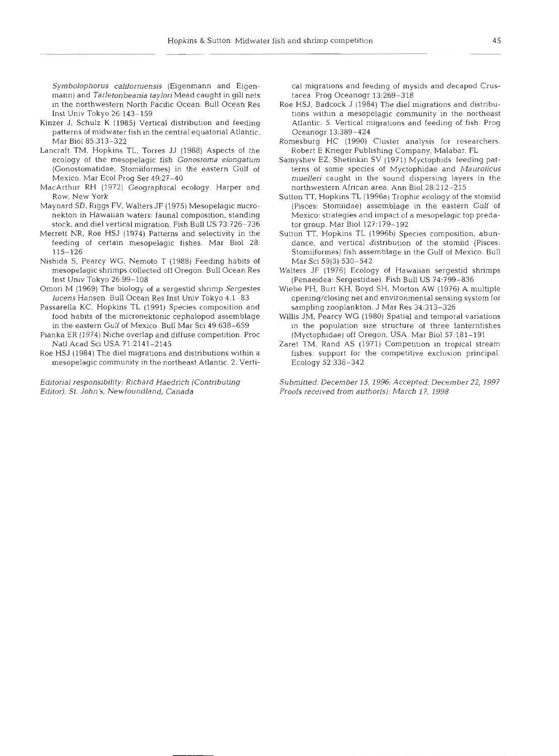*Symbolophorus californiensis* (Eigenmann and Eigenmann) and *Tarletonbeania taylori* Mead caught in gill nets in the northwestern North Pacific Ocean. Bull Ocean Res Inst Univ Tokyo 26:143–159

Kinzer J, Schulz K (1985) Vertical distribution and feeding patterns of midwater fish in the central equatorial Atlantic. Mar Biol 85:313–322

Lancraft TM, Hopkins TL, Torres JJ (1988) Aspects of the ecology of the mesopelagic fish *Gonostoma elongatum* (Gonostomatidae, Stomiiformes) in the eastern Gulf of Mexico. Mar Ecol Prog Ser 49:27–40

MacArthur RH (1972) Geographical ecology. Harper and Row, New York

Maynard SD, Riggs FV, Walters JF (1975) Mesopelagic micronekton in Hawaiian waters: faunal composition, standing stock, and diel vertical migration. Fish Bull US 73:726–736

Merrett NR, Roe HSJ (1974) Patterns and selectivity in the feeding of certain mesopelagic fishes. Mar Biol 28: 115–126

Nishida S, Pearcy WG, Nemoto T (1988) Feeding habits of mesopelagic shrimps collected off Oregon. Bull Ocean Res Inst Univ Tokyo 26:99–108

Omori M (1969) The biology of a sergestid shrimp *Sergestes lucens* Hansen. Bull Ocean Res Inst Univ Tokyo 4:1–83

Passarella KC, Hopkins TL (1991) Species composition and food habits of the micronektonic cephalopod assemblage in the eastern Gulf of Mexico. Bull Mar Sci 49:638–659

Pianka ER (1974) Niche overlap and diffuse competition. Proc Natl Acad Sci USA 71:2141–2145

Roe HSJ (1984) The diel migrations and distributions within a mesopelagic community in the northeast Atlantic. 2. Vertical migrations and feeding of mysids and decapod Crustacea. Prog Oceanogr 13:269–318

Roe HSJ, Badcock J (1984) The diel migrations and distributions within a mesopelagic community in the northeast Atlantic. 5. Vertical migrations and feeding of fish. Prog Oceanogr 13:389–424

Romesburg HC (1990) Cluster analysis for researchers. Robert E Krieger Publishing Company, Malabar, FL

Samyshev EZ, Shetinkin SV (1971) Myctophids: feeding patterns of some species of Myctophidae and *Maurolicus muelleri* caught in the sound dispersing layers in the northwestern African area. Ann Biol 28:212–215

Sutton TT, Hopkins TL (1996a) Trophic ecology of the stomiid (Pisces: Stomiidae) assemblage in the eastern Gulf of Mexico: strategies and impact of a mesopelagic top predator group. Mar Biol 127:179–192

Sutton TT, Hopkins TL (1996b) Species composition, abundance, and vertical distribution of the stomiid (Pisces: Stomiiformes) fish assemblage in the Gulf of Mexico. Bull Mar Sci 59(3):530–542

Walters JF (1976) Ecology of Hawaiian sergestid shrimps (Penaeidea: Sergestidae). Fish Bull US 74:799–836

Wiebe PH, Burt KH, Boyd SH, Morton AW (1976) A multiple opening/closing net and environmental sensing system for sampling zooplankton. J Mar Res 34:313–326

Willis JM, Pearcy WG (1980) Spatial and temporal variations in the population size structure of three lanternfishes (Myctophidae) off Oregon, USA. Mar Biol 57:181–191

Zaret TM, Rand AS (1971) Competition in tropical stream fishes: support for the competitive exclusion principal. Ecology 52:336–342

*Editorial responsibility: Richard Haedrich (Contributing Editor), St. John's, Newfoundland, Canada*

*Submitted: December 15, 1996; Accepted: December 22, 1997*
*Proofs received from author(s): March 17, 1998*